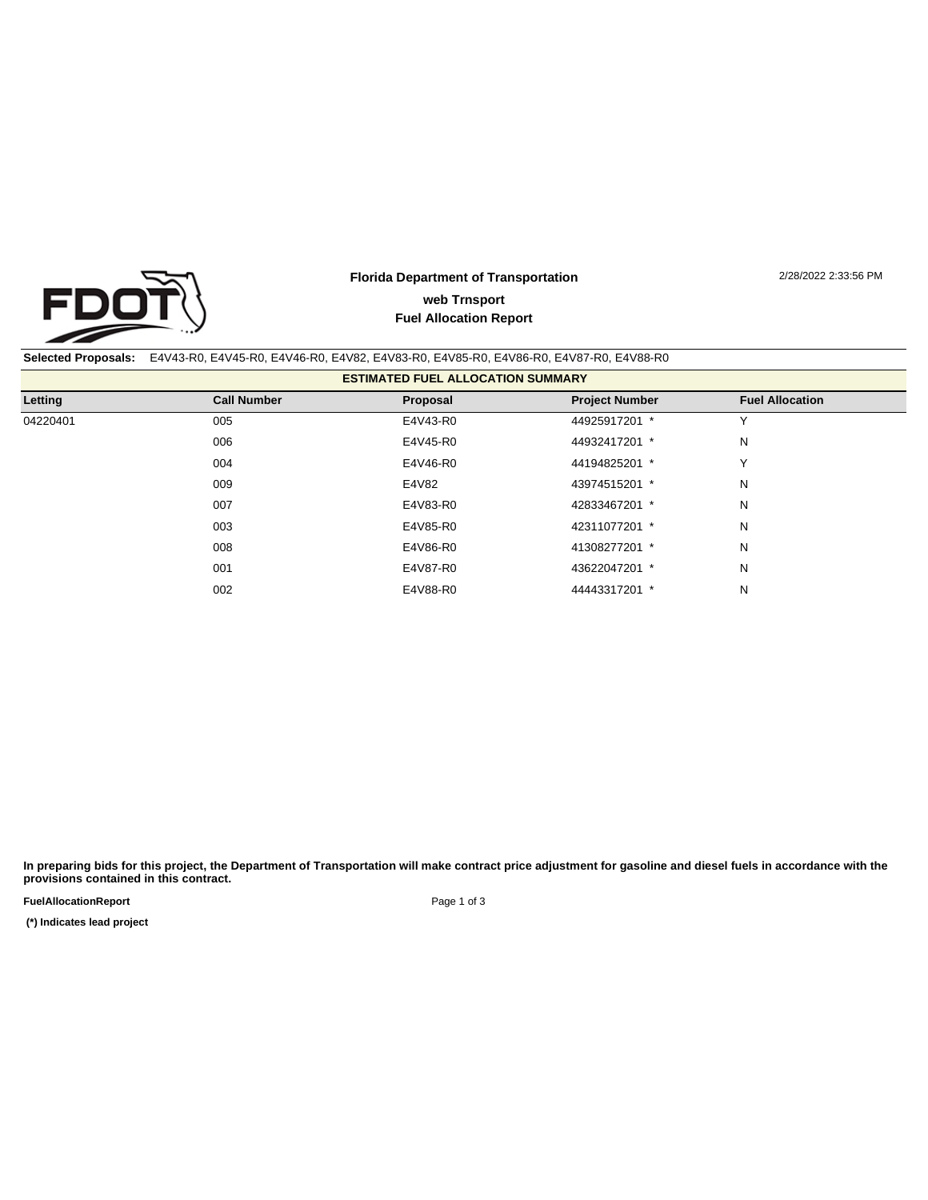**Florida Department of Transportation**

**web Trnsport**

**Fuel Allocation Report**

2/28/2022 2:33:56 PM

**Selected Proposals:** E4V43-R0, E4V45-R0, E4V46-R0, E4V82, E4V83-R0, E4V85-R0, E4V86-R0, E4V87-R0, E4V88-R0

**ESTIMATED FUEL ALLOCATION SUMMARY**

| Letting | Call Number | Proposal | Project Number | Fuel Allocation |
|---|---|---|---|---|
| 04220401 | 005 | E4V43-R0 | 44925917201 * | Y |
| | 006 | E4V45-R0 | 44932417201 * | N |
| | 004 | E4V46-R0 | 44194825201 * | Y |
| | 009 | E4V82 | 43974515201 * | N |
| | 007 | E4V83-R0 | 42833467201 * | N |
| | 003 | E4V85-R0 | 42311077201 * | N |
| | 008 | E4V86-R0 | 41308277201 * | N |
| | 001 | E4V87-R0 | 43622047201 * | N |
| | 002 | E4V88-R0 | 44443317201 * | N |

**In preparing bids for this project, the Department of Transportation will make contract price adjustment for gasoline and diesel fuels in accordance with the provisions contained in this contract.**

**FuelAllocationReport**

**(*) Indicates lead project**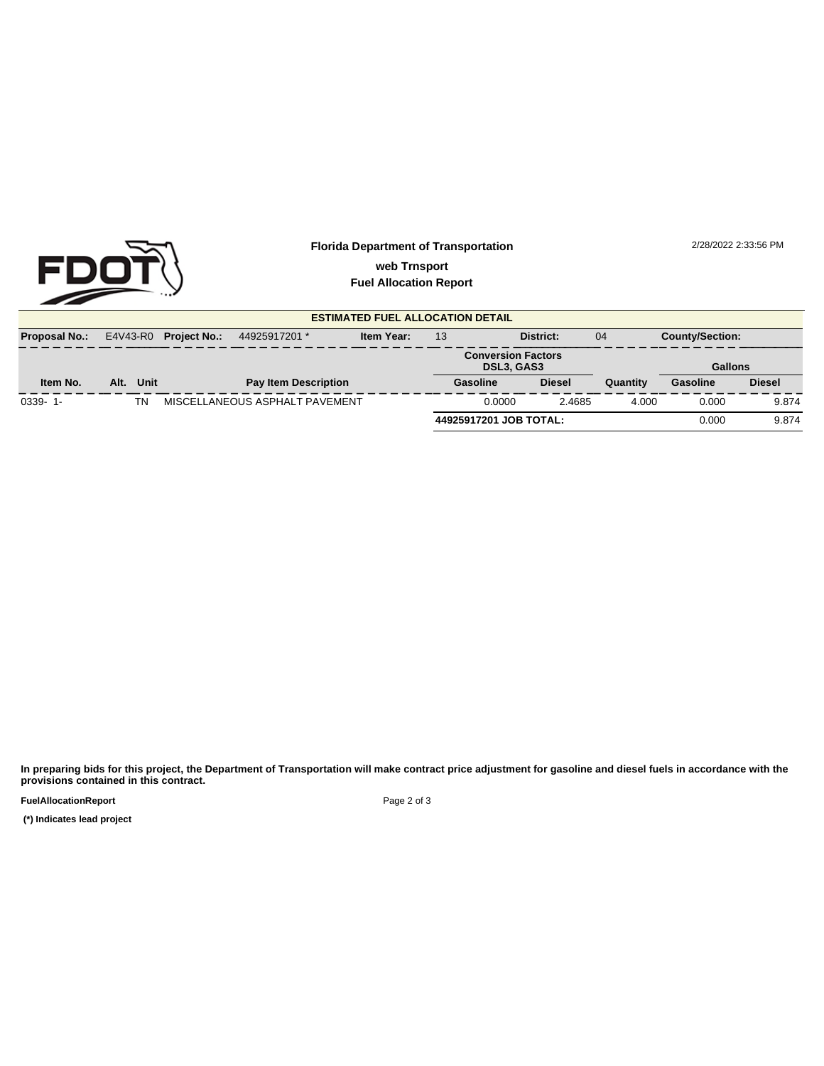**Florida Department of Transportation**

**web Trnsport**

**Fuel Allocation Report**

2/28/2022 2:33:56 PM

## ESTIMATED FUEL ALLOCATION DETAIL

**Proposal No.:** E4V43-R0 **Project No.:** 44925917201 * **Item Year:** 13 **District:** 04 **County/Section:**

| Item No. | Alt. | Unit | Pay Item Description | Conversion Factors DSL3, GAS3 | | Quantity | Gallons | |
|---|---|---|---|---|---|---|---|---|
| | | | | Gasoline | Diesel | | Gasoline | Diesel |
| 0339- 1- | | TN | MISCELLANEOUS ASPHALT PAVEMENT | 0.0000 | 2.4685 | 4.000 | 0.000 | 9.874 |
| | | | | **44925917201 JOB TOTAL:** | | | 0.000 | 9.874 |

**In preparing bids for this project, the Department of Transportation will make contract price adjustment for gasoline and diesel fuels in accordance with the provisions contained in this contract.**

**FuelAllocationReport**

**(*) Indicates lead project**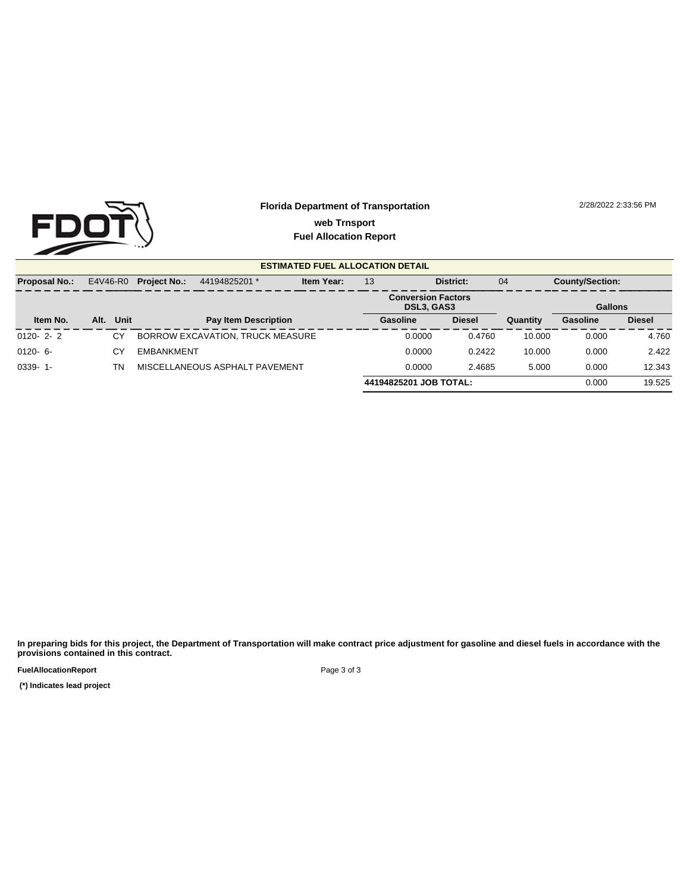**Florida Department of Transportation**

**web Trnsport**

**Fuel Allocation Report**

2/28/2022 2:33:56 PM

**ESTIMATED FUEL ALLOCATION DETAIL**

**Proposal No.:** E4V46-R0 **Project No.:** 44194825201 * **Item Year:** 13 **District:** 04 **County/Section:**

| | | | | Conversion Factors DSL3, GAS3 | | | Gallons | |
|---|---|---|---|---|---|---|---|---|
| **Item No.** | **Alt.** | **Unit** | **Pay Item Description** | **Gasoline** | **Diesel** | **Quantity** | **Gasoline** | **Diesel** |
| 0120- 2- 2 | | CY | BORROW EXCAVATION, TRUCK MEASURE | 0.0000 | 0.4760 | 10.000 | 0.000 | 4.760 |
| 0120- 6- | | CY | EMBANKMENT | 0.0000 | 0.2422 | 10.000 | 0.000 | 2.422 |
| 0339- 1- | | TN | MISCELLANEOUS ASPHALT PAVEMENT | 0.0000 | 2.4685 | 5.000 | 0.000 | 12.343 |
| | | | | **44194825201 JOB TOTAL:** | | | 0.000 | 19.525 |

**In preparing bids for this project, the Department of Transportation will make contract price adjustment for gasoline and diesel fuels in accordance with the provisions contained in this contract.**

**FuelAllocationReport**

**(*) Indicates lead project**